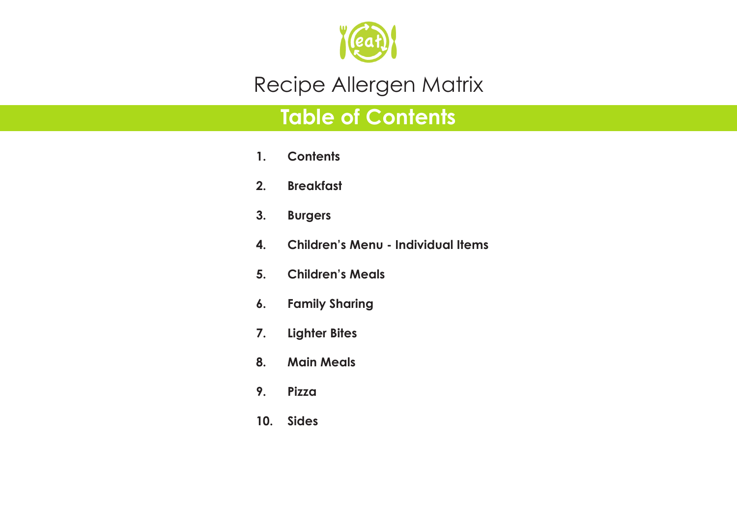# Recipe Allergen Matrix

## Table of Contents

1. **Contents**
2. **Breakfast**
3. **Burgers**
4. **Children's Menu - Individual Items**
5. **Children's Meals**
6. **Family Sharing**
7. **Lighter Bites**
8. **Main Meals**
9. **Pizza**
10. **Sides**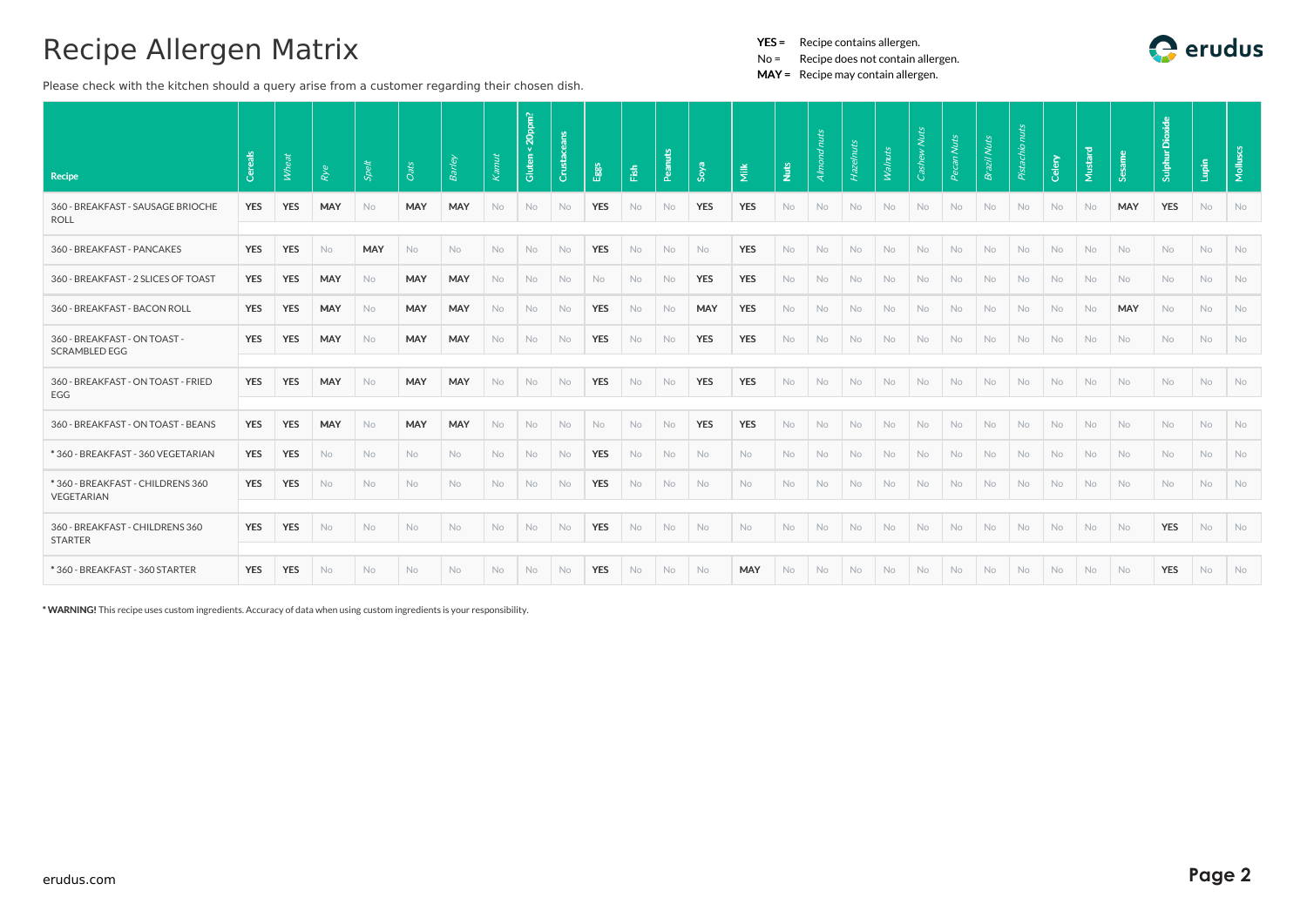# Recipe Allergen Matrix

**YES =** Recipe contains allergen.
No = Recipe does not contain allergen.
**MAY =** Recipe may contain allergen.

Please check with the kitchen should a query arise from a customer regarding their chosen dish.

| Recipe | Cereals | Wheat | Rye | Spelt | Oats | Barley | Kamut | Gluten < 20ppm? | Crustaceans | Eggs | Fish | Peanuts | Soya | Milk | Nuts | Almond nuts | Hazelnuts | Walnuts | Cashew Nuts | Pecan Nuts | Brazil Nuts | Pistachio nuts | Celery | Mustard | Sesame | Sulphur Dioxide | Lupin | Molluscs |
|---|---|---|---|---|---|---|---|---|---|---|---|---|---|---|---|---|---|---|---|---|---|---|---|---|---|---|---|---|
| 360 - BREAKFAST - SAUSAGE BRIOCHE ROLL | **YES** | **YES** | **MAY** | No | **MAY** | **MAY** | No | No | No | **YES** | No | No | **YES** | **YES** | No | No | No | No | No | No | No | No | No | No | **MAY** | **YES** | No | No |
| 360 - BREAKFAST - PANCAKES | **YES** | **YES** | No | **MAY** | No | No | No | No | No | **YES** | No | No | No | **YES** | No | No | No | No | No | No | No | No | No | No | No | No | No | No |
| 360 - BREAKFAST - 2 SLICES OF TOAST | **YES** | **YES** | **MAY** | No | **MAY** | **MAY** | No | No | No | No | No | No | **YES** | **YES** | No | No | No | No | No | No | No | No | No | No | No | No | No | No |
| 360 - BREAKFAST - BACON ROLL | **YES** | **YES** | **MAY** | No | **MAY** | **MAY** | No | No | No | **YES** | No | No | **MAY** | **YES** | No | No | No | No | No | No | No | No | No | No | **MAY** | No | No | No |
| 360 - BREAKFAST - ON TOAST - SCRAMBLED EGG | **YES** | **YES** | **MAY** | No | **MAY** | **MAY** | No | No | No | **YES** | No | No | **YES** | **YES** | No | No | No | No | No | No | No | No | No | No | No | No | No | No |
| 360 - BREAKFAST - ON TOAST - FRIED EGG | **YES** | **YES** | **MAY** | No | **MAY** | **MAY** | No | No | No | **YES** | No | No | **YES** | **YES** | No | No | No | No | No | No | No | No | No | No | No | No | No | No |
| 360 - BREAKFAST - ON TOAST - BEANS | **YES** | **YES** | **MAY** | No | **MAY** | **MAY** | No | No | No | No | No | No | **YES** | **YES** | No | No | No | No | No | No | No | No | No | No | No | No | No | No |
| * 360 - BREAKFAST - 360 VEGETARIAN | **YES** | **YES** | No | No | No | No | No | No | No | **YES** | No | No | No | No | No | No | No | No | No | No | No | No | No | No | No | No | No | No |
| * 360 - BREAKFAST - CHILDRENS 360 VEGETARIAN | **YES** | **YES** | No | No | No | No | No | No | No | **YES** | No | No | No | No | No | No | No | No | No | No | No | No | No | No | No | No | No | No |
| 360 - BREAKFAST - CHILDRENS 360 STARTER | **YES** | **YES** | No | No | No | No | No | No | No | **YES** | No | No | No | No | No | No | No | No | No | No | No | No | No | No | No | **YES** | No | No |
| * 360 - BREAKFAST - 360 STARTER | **YES** | **YES** | No | No | No | No | No | No | No | **YES** | No | No | No | **MAY** | No | No | No | No | No | No | No | No | No | No | No | **YES** | No | No |

**\* WARNING!** This recipe uses custom ingredients. Accuracy of data when using custom ingredients is your responsibility.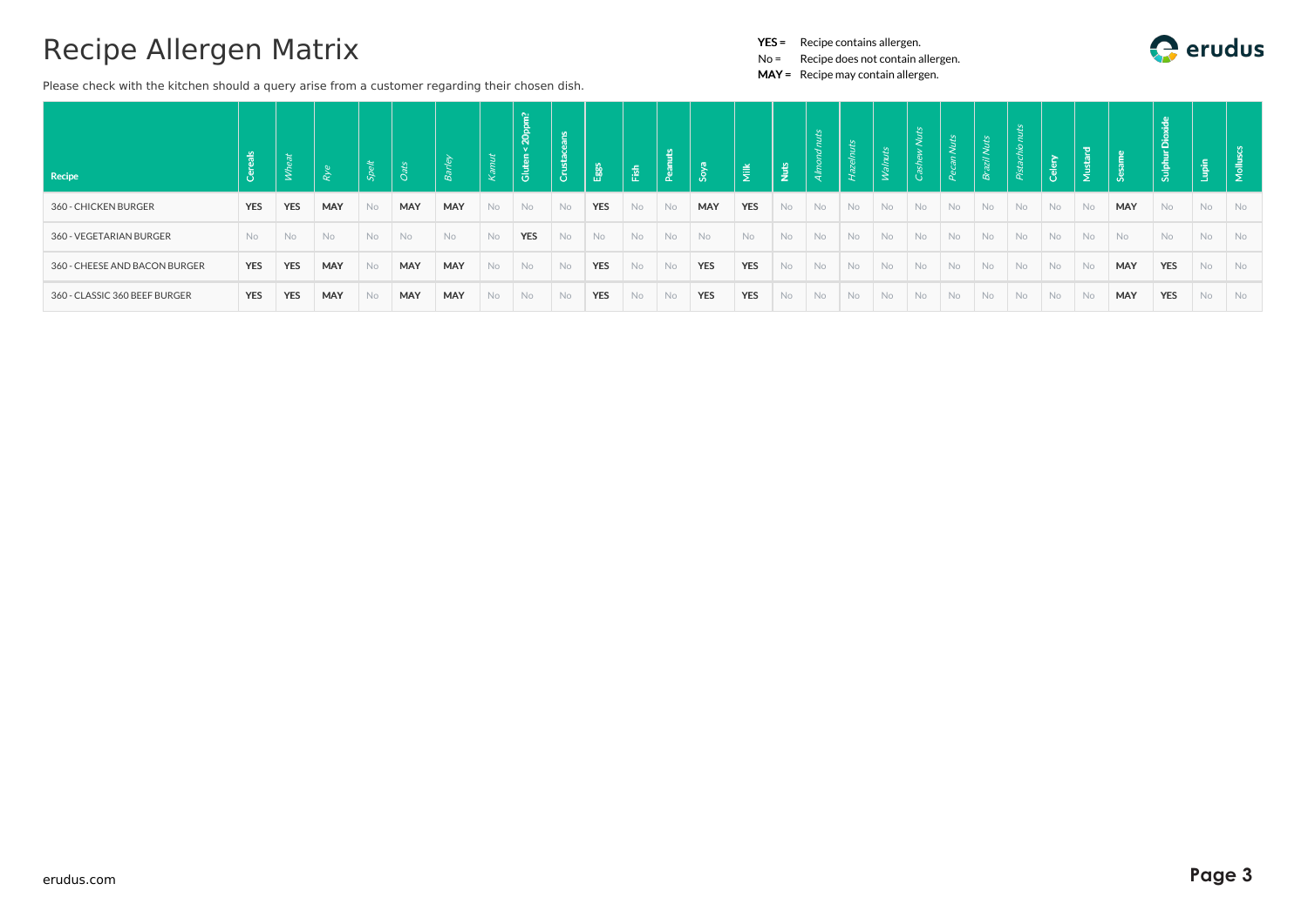# Recipe Allergen Matrix

**YES =** Recipe contains allergen.
No = Recipe does not contain allergen.
**MAY =** Recipe may contain allergen.

Please check with the kitchen should a query arise from a customer regarding their chosen dish.

| Recipe | Cereals | *Wheat* | *Rye* | *Spelt* | *Oats* | *Barley* | *Kamut* | Gluten < 20ppm? | Crustaceans | Eggs | Fish | Peanuts | Soya | Milk | Nuts | *Almond nuts* | *Hazelnuts* | *Walnuts* | *Cashew Nuts* | *Pecan Nuts* | *Brazil Nuts* | *Pistachio nuts* | Celery | Mustard | Sesame | Sulphur Dioxide | Lupin | Molluscs |
|---|---|---|---|---|---|---|---|---|---|---|---|---|---|---|---|---|---|---|---|---|---|---|---|---|---|---|---|---|
| 360 - CHICKEN BURGER | **YES** | **YES** | **MAY** | No | **MAY** | **MAY** | No | No | No | **YES** | No | No | **MAY** | **YES** | No | No | No | No | No | No | No | No | No | No | **MAY** | No | No | No |
| 360 - VEGETARIAN BURGER | No | No | No | No | No | No | No | **YES** | No | No | No | No | No | No | No | No | No | No | No | No | No | No | No | No | No | No | No | No |
| 360 - CHEESE AND BACON BURGER | **YES** | **YES** | **MAY** | No | **MAY** | **MAY** | No | No | No | **YES** | No | No | **YES** | **YES** | No | No | No | No | No | No | No | No | No | No | **MAY** | **YES** | No | No |
| 360 - CLASSIC 360 BEEF BURGER | **YES** | **YES** | **MAY** | No | **MAY** | **MAY** | No | No | No | **YES** | No | No | **YES** | **YES** | No | No | No | No | No | No | No | No | No | No | **MAY** | **YES** | No | No |

erudus.com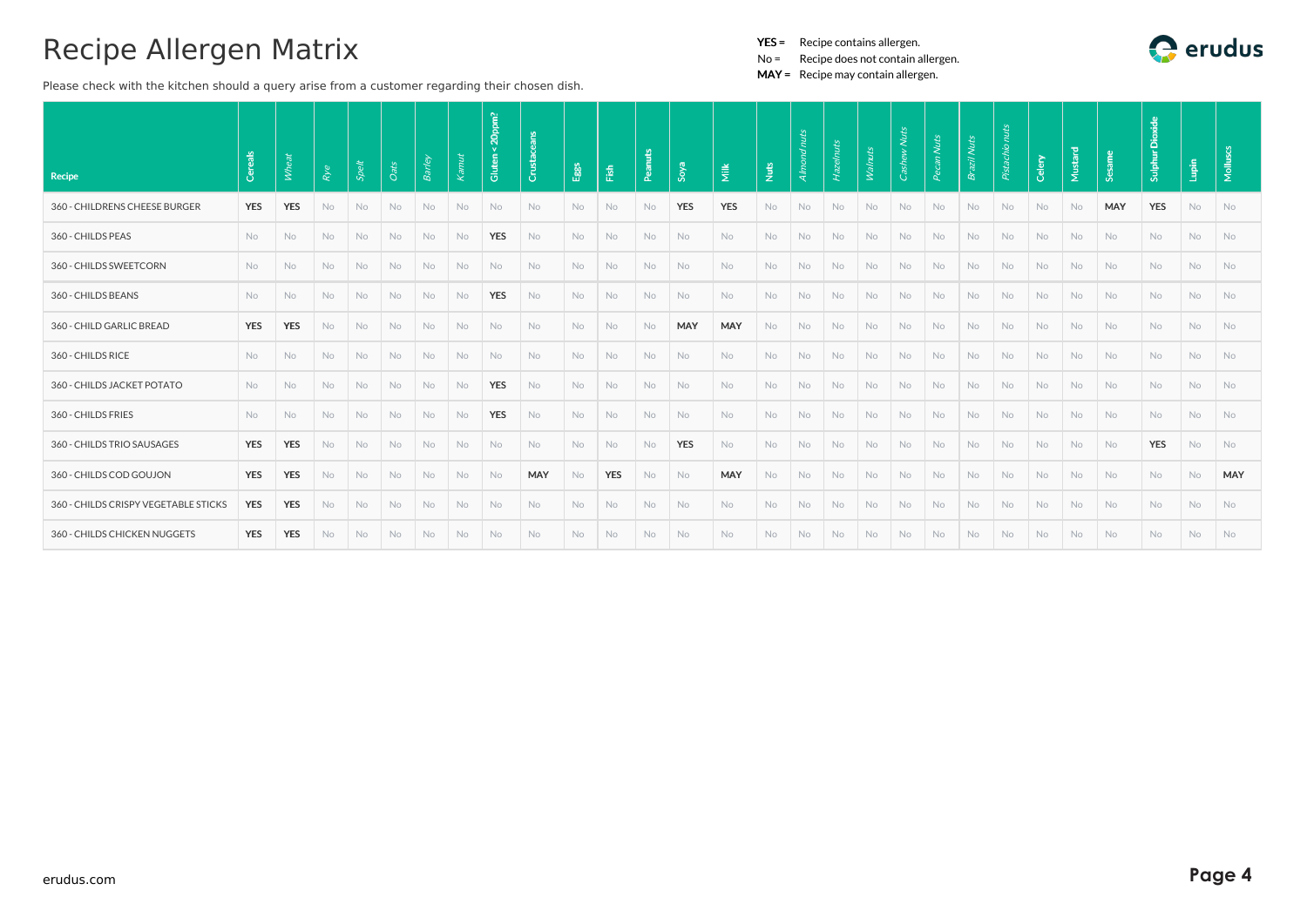# Recipe Allergen Matrix

**YES =** Recipe contains allergen.
No = Recipe does not contain allergen.
**MAY =** Recipe may contain allergen.

Please check with the kitchen should a query arise from a customer regarding their chosen dish.

| Recipe | Cereals | *Wheat* | *Rye* | *Spelt* | *Oats* | *Barley* | *Kamut* | Gluten < 20ppm? | Crustaceans | Eggs | Fish | Peanuts | Soya | Milk | Nuts | *Almond nuts* | *Hazelnuts* | *Walnuts* | *Cashew Nuts* | *Pecan Nuts* | *Brazil Nuts* | *Pistachio nuts* | Celery | Mustard | Sesame | Sulphur Dioxide | Lupin | Molluscs |
|---|---|---|---|---|---|---|---|---|---|---|---|---|---|---|---|---|---|---|---|---|---|---|---|---|---|---|---|---|
| 360 - CHILDRENS CHEESE BURGER | **YES** | **YES** | No | No | No | No | No | No | No | No | No | No | **YES** | **YES** | No | No | No | No | No | No | No | No | No | No | **MAY** | **YES** | No | No |
| 360 - CHILDS PEAS | No | No | No | No | No | No | No | **YES** | No | No | No | No | No | No | No | No | No | No | No | No | No | No | No | No | No | No | No | No |
| 360 - CHILDS SWEETCORN | No | No | No | No | No | No | No | No | No | No | No | No | No | No | No | No | No | No | No | No | No | No | No | No | No | No | No | No |
| 360 - CHILDS BEANS | No | No | No | No | No | No | No | **YES** | No | No | No | No | No | No | No | No | No | No | No | No | No | No | No | No | No | No | No | No |
| 360 - CHILD GARLIC BREAD | **YES** | **YES** | No | No | No | No | No | No | No | No | No | No | **MAY** | **MAY** | No | No | No | No | No | No | No | No | No | No | No | No | No | No |
| 360 - CHILDS RICE | No | No | No | No | No | No | No | No | No | No | No | No | No | No | No | No | No | No | No | No | No | No | No | No | No | No | No | No |
| 360 - CHILDS JACKET POTATO | No | No | No | No | No | No | No | **YES** | No | No | No | No | No | No | No | No | No | No | No | No | No | No | No | No | No | No | No | No |
| 360 - CHILDS FRIES | No | No | No | No | No | No | No | **YES** | No | No | No | No | No | No | No | No | No | No | No | No | No | No | No | No | No | No | No | No |
| 360 - CHILDS TRIO SAUSAGES | **YES** | **YES** | No | No | No | No | No | No | No | No | No | No | **YES** | No | No | No | No | No | No | No | No | No | No | No | No | **YES** | No | No |
| 360 - CHILDS COD GOUJON | **YES** | **YES** | No | No | No | No | No | No | **MAY** | No | **YES** | No | No | **MAY** | No | No | No | No | No | No | No | No | No | No | No | No | No | **MAY** |
| 360 - CHILDS CRISPY VEGETABLE STICKS | **YES** | **YES** | No | No | No | No | No | No | No | No | No | No | No | No | No | No | No | No | No | No | No | No | No | No | No | No | No | No |
| 360 - CHILDS CHICKEN NUGGETS | **YES** | **YES** | No | No | No | No | No | No | No | No | No | No | No | No | No | No | No | No | No | No | No | No | No | No | No | No | No | No |

erudus.com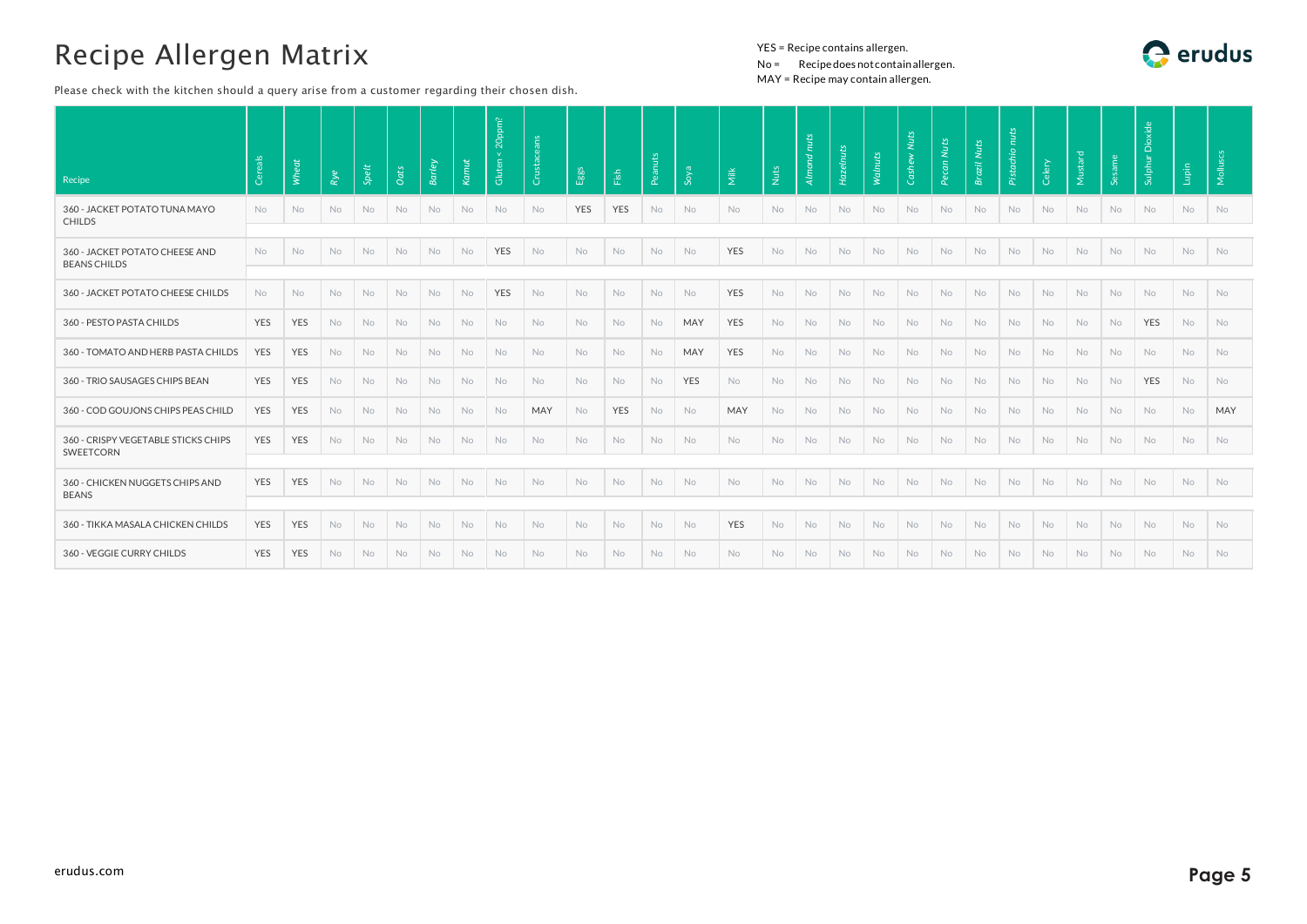# Recipe Allergen Matrix

YES = Recipe contains allergen.
No = Recipe does not contain allergen.
MAY = Recipe may contain allergen.

Please check with the kitchen should a query arise from a customer regarding their chosen dish.

| Recipe | Cereals | Wheat | Rye | Spelt | Oats | Barley | Kamut | Gluten < 20ppm? | Crustaceans | Eggs | Fish | Peanuts | Soya | Milk | Nuts | Almond nuts | Hazelnuts | Walnuts | Cashew Nuts | Pecan Nuts | Brazil Nuts | Pistachio nuts | Celery | Mustard | Sesame | Sulphur Dioxide | Lupin | Molluscs |
|---|---|---|---|---|---|---|---|---|---|---|---|---|---|---|---|---|---|---|---|---|---|---|---|---|---|---|---|---|
| 360 - JACKET POTATO TUNA MAYO CHILDS | No | No | No | No | No | No | No | No | No | YES | YES | No | No | No | No | No | No | No | No | No | No | No | No | No | No | No | No | No |
| 360 - JACKET POTATO CHEESE AND BEANS CHILDS | No | No | No | No | No | No | No | YES | No | No | No | No | No | YES | No | No | No | No | No | No | No | No | No | No | No | No | No | No |
| 360 - JACKET POTATO CHEESE CHILDS | No | No | No | No | No | No | No | YES | No | No | No | No | No | YES | No | No | No | No | No | No | No | No | No | No | No | No | No | No |
| 360 - PESTO PASTA CHILDS | YES | YES | No | No | No | No | No | No | No | No | No | No | MAY | YES | No | No | No | No | No | No | No | No | No | No | No | YES | No | No |
| 360 - TOMATO AND HERB PASTA CHILDS | YES | YES | No | No | No | No | No | No | No | No | No | No | MAY | YES | No | No | No | No | No | No | No | No | No | No | No | No | No | No |
| 360 - TRIO SAUSAGES CHIPS BEAN | YES | YES | No | No | No | No | No | No | No | No | No | No | YES | No | No | No | No | No | No | No | No | No | No | No | No | YES | No | No |
| 360 - COD GOUJONS CHIPS PEAS CHILD | YES | YES | No | No | No | No | No | No | MAY | No | YES | No | No | MAY | No | No | No | No | No | No | No | No | No | No | No | No | No | MAY |
| 360 - CRISPY VEGETABLE STICKS CHIPS SWEETCORN | YES | YES | No | No | No | No | No | No | No | No | No | No | No | No | No | No | No | No | No | No | No | No | No | No | No | No | No | No |
| 360 - CHICKEN NUGGETS CHIPS AND BEANS | YES | YES | No | No | No | No | No | No | No | No | No | No | No | No | No | No | No | No | No | No | No | No | No | No | No | No | No | No |
| 360 - TIKKA MASALA CHICKEN CHILDS | YES | YES | No | No | No | No | No | No | No | No | No | No | No | YES | No | No | No | No | No | No | No | No | No | No | No | No | No | No |
| 360 - VEGGIE CURRY CHILDS | YES | YES | No | No | No | No | No | No | No | No | No | No | No | No | No | No | No | No | No | No | No | No | No | No | No | No | No | No |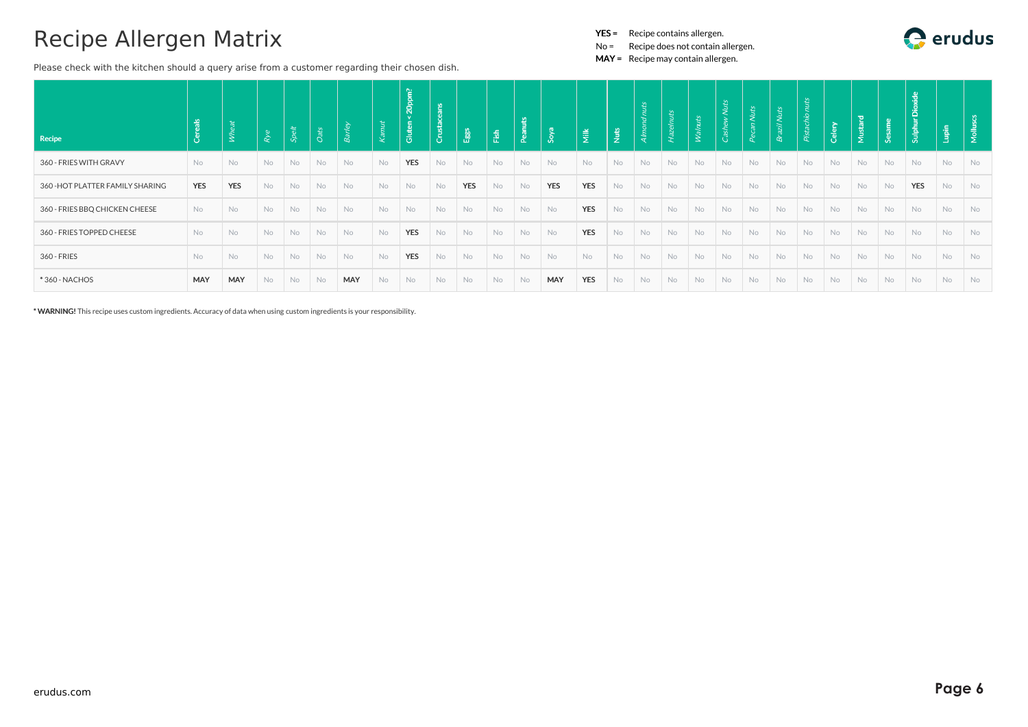# Recipe Allergen Matrix

**YES =** Recipe contains allergen.
No = Recipe does not contain allergen.
**MAY =** Recipe may contain allergen.

Please check with the kitchen should a query arise from a customer regarding their chosen dish.

| Recipe | Cereals | *Wheat* | *Rye* | *Spelt* | *Oats* | *Barley* | *Kamut* | Gluten < 20ppm? | Crustaceans | Eggs | Fish | Peanuts | Soya | Milk | Nuts | *Almond nuts* | *Hazelnuts* | *Walnuts* | *Cashew Nuts* | *Pecan Nuts* | *Brazil Nuts* | *Pistachio nuts* | Celery | Mustard | Sesame | Sulphur Dioxide | Lupin | Molluscs |
|---|---|---|---|---|---|---|---|---|---|---|---|---|---|---|---|---|---|---|---|---|---|---|---|---|---|---|---|---|
| 360 - FRIES WITH GRAVY | No | No | No | No | No | No | No | **YES** | No | No | No | No | No | No | No | No | No | No | No | No | No | No | No | No | No | No | No | No |
| 360 -HOT PLATTER FAMILY SHARING | **YES** | **YES** | No | No | No | No | No | No | No | **YES** | No | No | **YES** | **YES** | No | No | No | No | No | No | No | No | No | No | No | **YES** | No | No |
| 360 - FRIES BBQ CHICKEN CHEESE | No | No | No | No | No | No | No | No | No | No | No | No | No | **YES** | No | No | No | No | No | No | No | No | No | No | No | No | No | No |
| 360 - FRIES TOPPED CHEESE | No | No | No | No | No | No | No | **YES** | No | No | No | No | No | **YES** | No | No | No | No | No | No | No | No | No | No | No | No | No | No |
| 360 - FRIES | No | No | No | No | No | No | No | **YES** | No | No | No | No | No | No | No | No | No | No | No | No | No | No | No | No | No | No | No | No |
| * 360 - NACHOS | **MAY** | **MAY** | No | No | No | **MAY** | No | No | No | No | No | No | **MAY** | **YES** | No | No | No | No | No | No | No | No | No | No | No | No | No | No |

**\* WARNING!** This recipe uses custom ingredients. Accuracy of data when using custom ingredients is your responsibility.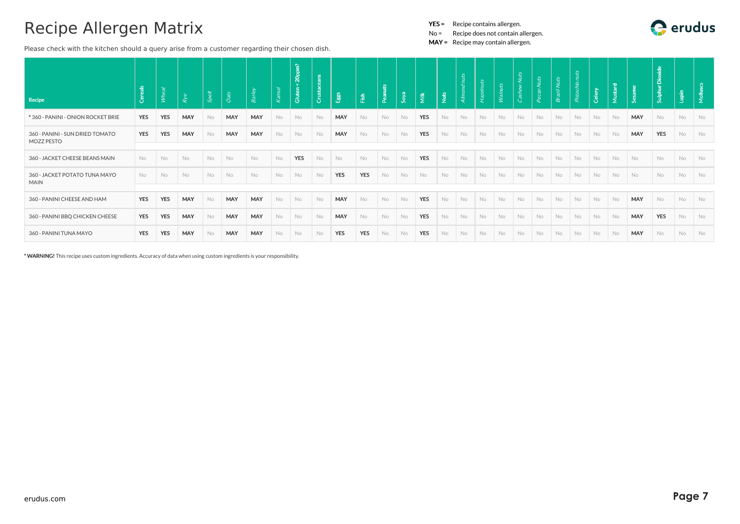# Recipe Allergen Matrix

**YES =** Recipe contains allergen.
No = Recipe does not contain allergen.
**MAY =** Recipe may contain allergen.

Please check with the kitchen should a query arise from a customer regarding their chosen dish.

| Recipe | Cereals | Wheat | Rye | Spelt | Oats | Barley | Kamut | Gluten < 20ppm? | Crustaceans | Eggs | Fish | Peanuts | Soya | Milk | Nuts | Almond nuts | Hazelnuts | Walnuts | Cashew Nuts | Pecan Nuts | Brazil Nuts | Pistachio nuts | Celery | Mustard | Sesame | Sulphur Dioxide | Lupin | Molluscs |
|---|---|---|---|---|---|---|---|---|---|---|---|---|---|---|---|---|---|---|---|---|---|---|---|---|---|---|---|---|
| * 360 - PANINI - ONION ROCKET BRIE | **YES** | **YES** | **MAY** | No | **MAY** | **MAY** | No | No | No | **MAY** | No | No | No | **YES** | No | No | No | No | No | No | No | No | No | No | **MAY** | No | No | No |
| 360 - PANINI - SUN DRIED TOMATO MOZZ PESTO | **YES** | **YES** | **MAY** | No | **MAY** | **MAY** | No | No | No | **MAY** | No | No | No | **YES** | No | No | No | No | No | No | No | No | No | No | **MAY** | **YES** | No | No |
| 360 - JACKET CHEESE BEANS MAIN | No | No | No | No | No | No | No | **YES** | No | No | No | No | No | **YES** | No | No | No | No | No | No | No | No | No | No | No | No | No | No |
| 360 - JACKET POTATO TUNA MAYO MAIN | No | No | No | No | No | No | No | No | No | **YES** | **YES** | No | No | No | No | No | No | No | No | No | No | No | No | No | No | No | No | No |
| 360 - PANINI CHEESE AND HAM | **YES** | **YES** | **MAY** | No | **MAY** | **MAY** | No | No | No | **MAY** | No | No | No | **YES** | No | No | No | No | No | No | No | No | No | No | **MAY** | No | No | No |
| 360 - PANINI BBQ CHICKEN CHEESE | **YES** | **YES** | **MAY** | No | **MAY** | **MAY** | No | No | No | **MAY** | No | No | No | **YES** | No | No | No | No | No | No | No | No | No | No | **MAY** | **YES** | No | No |
| 360 - PANINI TUNA MAYO | **YES** | **YES** | **MAY** | No | **MAY** | **MAY** | No | No | No | **YES** | **YES** | No | No | **YES** | No | No | No | No | No | No | No | No | No | No | **MAY** | No | No | No |

**\* WARNING!** This recipe uses custom ingredients. Accuracy of data when using custom ingredients is your responsibility.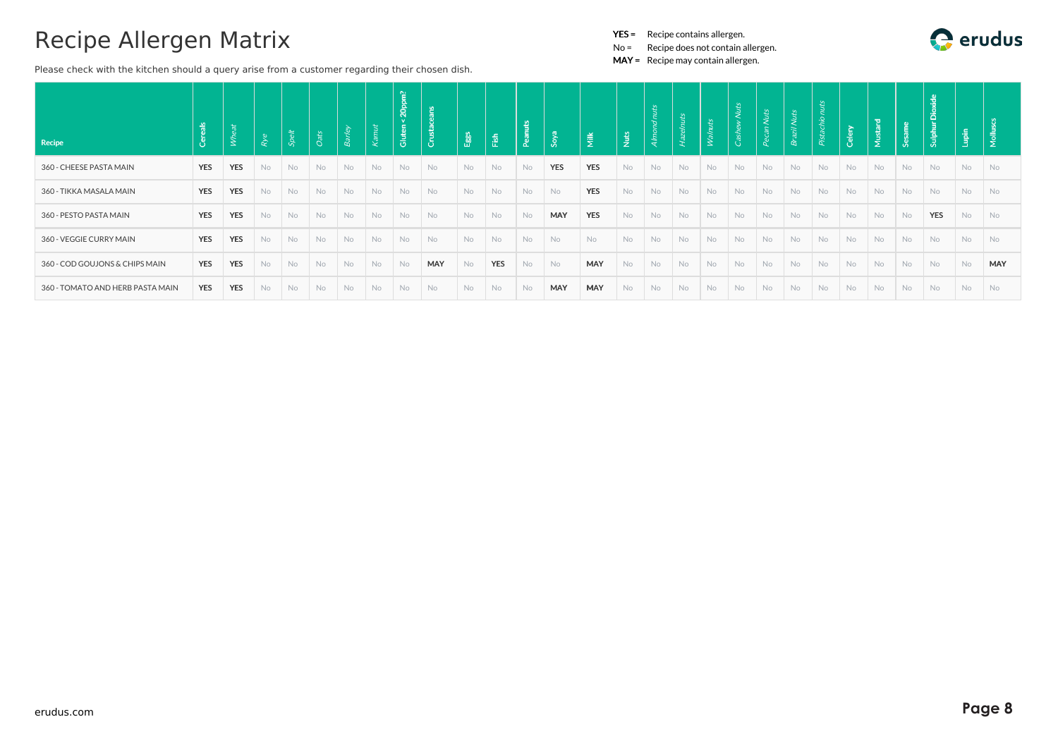# Recipe Allergen Matrix

**YES =** Recipe contains allergen.
No = Recipe does not contain allergen.
**MAY =** Recipe may contain allergen.

Please check with the kitchen should a query arise from a customer regarding their chosen dish.

| Recipe | Cereals | *Wheat* | *Rye* | *Spelt* | *Oats* | *Barley* | *Kamut* | Gluten < 20ppm? | Crustaceans | Eggs | Fish | Peanuts | Soya | Milk | Nuts | *Almond nuts* | *Hazelnuts* | *Walnuts* | *Cashew Nuts* | *Pecan Nuts* | *Brazil Nuts* | *Pistachio nuts* | Celery | Mustard | Sesame | Sulphur Dioxide | Lupin | Molluscs |
|---|---|---|---|---|---|---|---|---|---|---|---|---|---|---|---|---|---|---|---|---|---|---|---|---|---|---|---|---|
| 360 - CHEESE PASTA MAIN | **YES** | **YES** | No | No | No | No | No | No | No | No | No | No | **YES** | **YES** | No | No | No | No | No | No | No | No | No | No | No | No | No | No |
| 360 - TIKKA MASALA MAIN | **YES** | **YES** | No | No | No | No | No | No | No | No | No | No | No | **YES** | No | No | No | No | No | No | No | No | No | No | No | No | No | No |
| 360 - PESTO PASTA MAIN | **YES** | **YES** | No | No | No | No | No | No | No | No | No | No | **MAY** | **YES** | No | No | No | No | No | No | No | No | No | No | No | **YES** | No | No |
| 360 - VEGGIE CURRY MAIN | **YES** | **YES** | No | No | No | No | No | No | No | No | No | No | No | No | No | No | No | No | No | No | No | No | No | No | No | No | No | No |
| 360 - COD GOUJONS & CHIPS MAIN | **YES** | **YES** | No | No | No | No | No | No | **MAY** | No | **YES** | No | No | **MAY** | No | No | No | No | No | No | No | No | No | No | No | No | No | **MAY** |
| 360 - TOMATO AND HERB PASTA MAIN | **YES** | **YES** | No | No | No | No | No | No | No | No | No | No | **MAY** | **MAY** | No | No | No | No | No | No | No | No | No | No | No | No | No | No |

erudus.com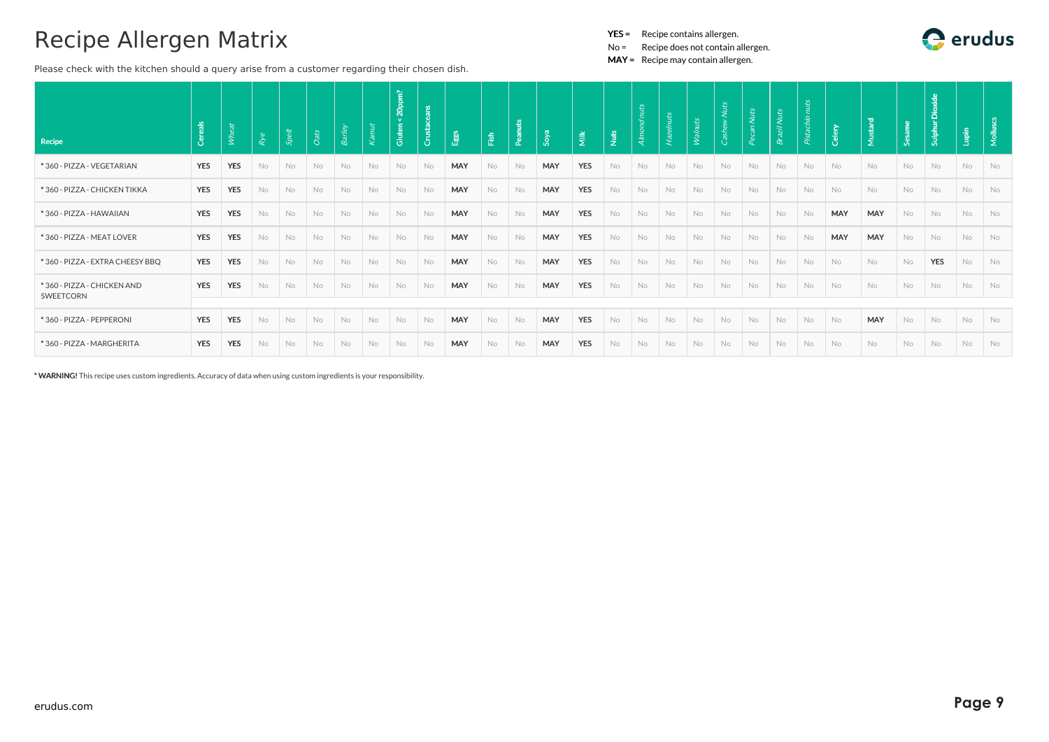# Recipe Allergen Matrix

**YES =** Recipe contains allergen.
No = Recipe does not contain allergen.
**MAY =** Recipe may contain allergen.

Please check with the kitchen should a query arise from a customer regarding their chosen dish.

| Recipe | Cereals | Wheat | Rye | Spelt | Oats | Barley | Kamut | Gluten < 20ppm? | Crustaceans | Eggs | Fish | Peanuts | Soya | Milk | Nuts | Almond nuts | Hazelnuts | Walnuts | Cashew Nuts | Pecan Nuts | Brazil Nuts | Pistachio nuts | Celery | Mustard | Sesame | Sulphur Dioxide | Lupin | Molluscs |
|---|---|---|---|---|---|---|---|---|---|---|---|---|---|---|---|---|---|---|---|---|---|---|---|---|---|---|---|---|
| * 360 - PIZZA - VEGETARIAN | **YES** | **YES** | No | No | No | No | No | No | No | **MAY** | No | No | **MAY** | **YES** | No | No | No | No | No | No | No | No | No | No | No | No | No | No |
| * 360 - PIZZA - CHICKEN TIKKA | **YES** | **YES** | No | No | No | No | No | No | No | **MAY** | No | No | **MAY** | **YES** | No | No | No | No | No | No | No | No | No | No | No | No | No | No |
| * 360 - PIZZA - HAWAIIAN | **YES** | **YES** | No | No | No | No | No | No | No | **MAY** | No | No | **MAY** | **YES** | No | No | No | No | No | No | No | No | **MAY** | **MAY** | No | No | No | No |
| * 360 - PIZZA - MEAT LOVER | **YES** | **YES** | No | No | No | No | No | No | No | **MAY** | No | No | **MAY** | **YES** | No | No | No | No | No | No | No | No | **MAY** | **MAY** | No | No | No | No |
| * 360 - PIZZA - EXTRA CHEESY BBQ | **YES** | **YES** | No | No | No | No | No | No | No | **MAY** | No | No | **MAY** | **YES** | No | No | No | No | No | No | No | No | No | No | No | **YES** | No | No |
| * 360 - PIZZA - CHICKEN AND SWEETCORN | **YES** | **YES** | No | No | No | No | No | No | No | **MAY** | No | No | **MAY** | **YES** | No | No | No | No | No | No | No | No | No | No | No | No | No | No |
| * 360 - PIZZA - PEPPERONI | **YES** | **YES** | No | No | No | No | No | No | No | **MAY** | No | No | **MAY** | **YES** | No | No | No | No | No | No | No | No | No | **MAY** | No | No | No | No |
| * 360 - PIZZA - MARGHERITA | **YES** | **YES** | No | No | No | No | No | No | No | **MAY** | No | No | **MAY** | **YES** | No | No | No | No | No | No | No | No | No | No | No | No | No | No |

**\* WARNING!** This recipe uses custom ingredients. Accuracy of data when using custom ingredients is your responsibility.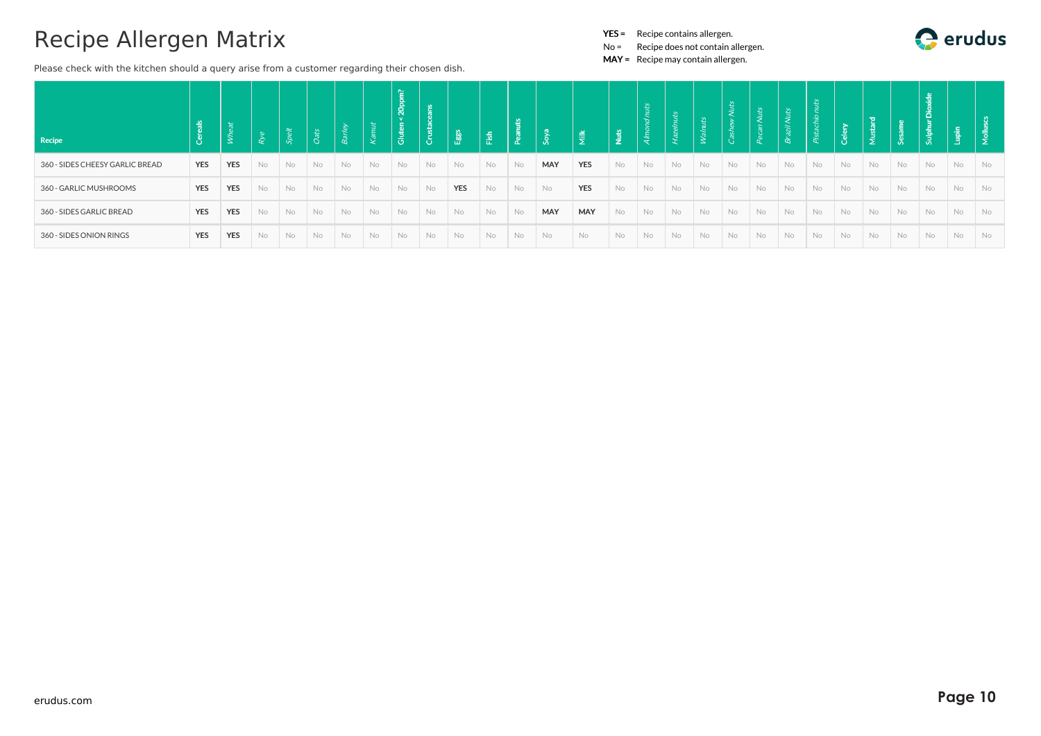# Recipe Allergen Matrix

**YES =** Recipe contains allergen.
No = Recipe does not contain allergen.
**MAY =** Recipe may contain allergen.

Please check with the kitchen should a query arise from a customer regarding their chosen dish.

| Recipe | Cereals | *Wheat* | *Rye* | *Spelt* | *Oats* | *Barley* | *Kamut* | Gluten < 20ppm? | Crustaceans | Eggs | Fish | Peanuts | Soya | Milk | Nuts | *Almond nuts* | *Hazelnuts* | *Walnuts* | *Cashew Nuts* | *Pecan Nuts* | *Brazil Nuts* | *Pistachio nuts* | Celery | Mustard | Sesame | Sulphur Dioxide | Lupin | Molluscs |
|---|---|---|---|---|---|---|---|---|---|---|---|---|---|---|---|---|---|---|---|---|---|---|---|---|---|---|---|---|
| 360 - SIDES CHEESY GARLIC BREAD | **YES** | **YES** | No | No | No | No | No | No | No | No | No | No | **MAY** | **YES** | No | No | No | No | No | No | No | No | No | No | No | No | No | No |
| 360 - GARLIC MUSHROOMS | **YES** | **YES** | No | No | No | No | No | No | No | **YES** | No | No | No | **YES** | No | No | No | No | No | No | No | No | No | No | No | No | No | No |
| 360 - SIDES GARLIC BREAD | **YES** | **YES** | No | No | No | No | No | No | No | No | No | No | **MAY** | **MAY** | No | No | No | No | No | No | No | No | No | No | No | No | No | No |
| 360 - SIDES ONION RINGS | **YES** | **YES** | No | No | No | No | No | No | No | No | No | No | No | No | No | No | No | No | No | No | No | No | No | No | No | No | No | No |

erudus.com